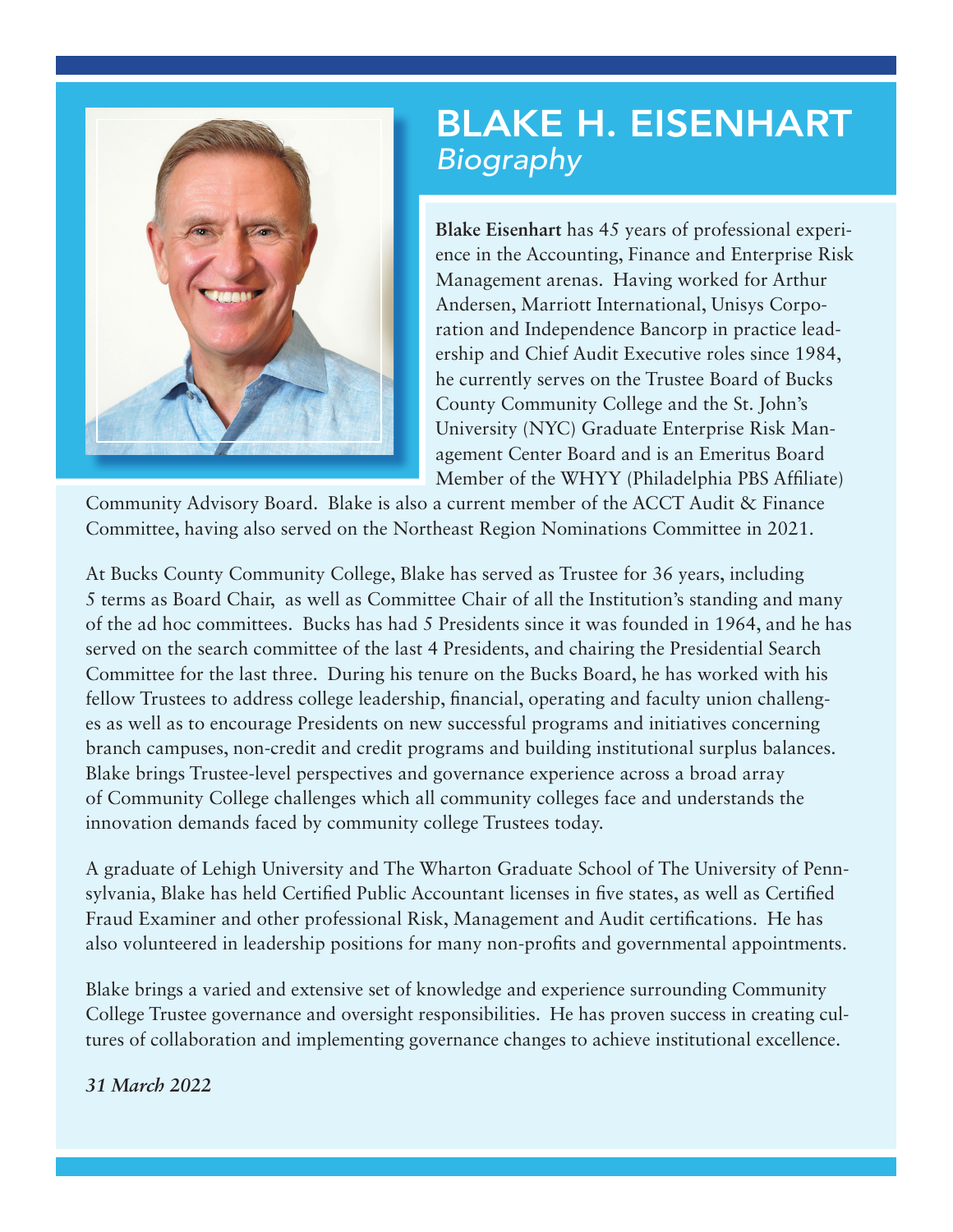# BLAKE H. EISENHART

*Biography*

**Blake Eisenhart** has 45 years of professional experience in the Accounting, Finance and Enterprise Risk Management arenas. Having worked for Arthur Andersen, Marriott International, Unisys Corporation and Independence Bancorp in practice leadership and Chief Audit Executive roles since 1984, he currently serves on the Trustee Board of Bucks County Community College and the St. John's University (NYC) Graduate Enterprise Risk Management Center Board and is an Emeritus Board Member of the WHYY (Philadelphia PBS Affiliate) Community Advisory Board. Blake is also a current member of the ACCT Audit & Finance Committee, having also served on the Northeast Region Nominations Committee in 2021.

At Bucks County Community College, Blake has served as Trustee for 36 years, including 5 terms as Board Chair, as well as Committee Chair of all the Institution's standing and many of the ad hoc committees. Bucks has had 5 Presidents since it was founded in 1964, and he has served on the search committee of the last 4 Presidents, and chairing the Presidential Search Committee for the last three. During his tenure on the Bucks Board, he has worked with his fellow Trustees to address college leadership, financial, operating and faculty union challenges as well as to encourage Presidents on new successful programs and initiatives concerning branch campuses, non-credit and credit programs and building institutional surplus balances. Blake brings Trustee-level perspectives and governance experience across a broad array of Community College challenges which all community colleges face and understands the innovation demands faced by community college Trustees today.

A graduate of Lehigh University and The Wharton Graduate School of The University of Pennsylvania, Blake has held Certified Public Accountant licenses in five states, as well as Certified Fraud Examiner and other professional Risk, Management and Audit certifications. He has also volunteered in leadership positions for many non-profits and governmental appointments.

Blake brings a varied and extensive set of knowledge and experience surrounding Community College Trustee governance and oversight responsibilities. He has proven success in creating cultures of collaboration and implementing governance changes to achieve institutional excellence.

***31 March 2022***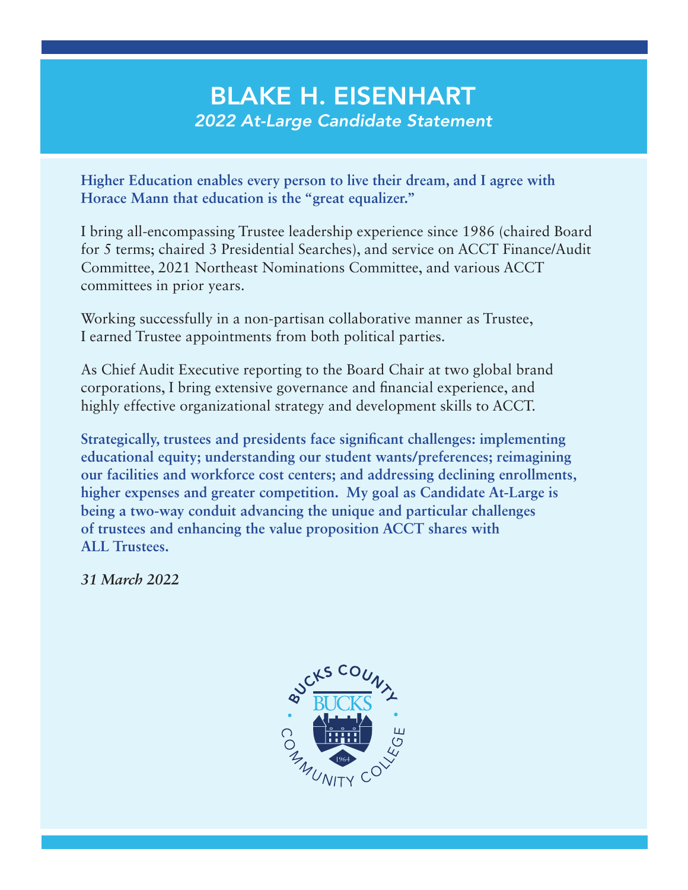# BLAKE H. EISENHART

*2022 At-Large Candidate Statement*

**Higher Education enables every person to live their dream, and I agree with Horace Mann that education is the "great equalizer."**

I bring all-encompassing Trustee leadership experience since 1986 (chaired Board for 5 terms; chaired 3 Presidential Searches), and service on ACCT Finance/Audit Committee, 2021 Northeast Nominations Committee, and various ACCT committees in prior years.

Working successfully in a non-partisan collaborative manner as Trustee, I earned Trustee appointments from both political parties.

As Chief Audit Executive reporting to the Board Chair at two global brand corporations, I bring extensive governance and financial experience, and highly effective organizational strategy and development skills to ACCT.

**Strategically, trustees and presidents face significant challenges: implementing educational equity; understanding our student wants/preferences; reimagining our facilities and workforce cost centers; and addressing declining enrollments, higher expenses and greater competition. My goal as Candidate At-Large is being a two-way conduit advancing the unique and particular challenges of trustees and enhancing the value proposition ACCT shares with ALL Trustees.**

***31 March 2022***

BUCKS COUNTY COMMUNITY COLLEGE